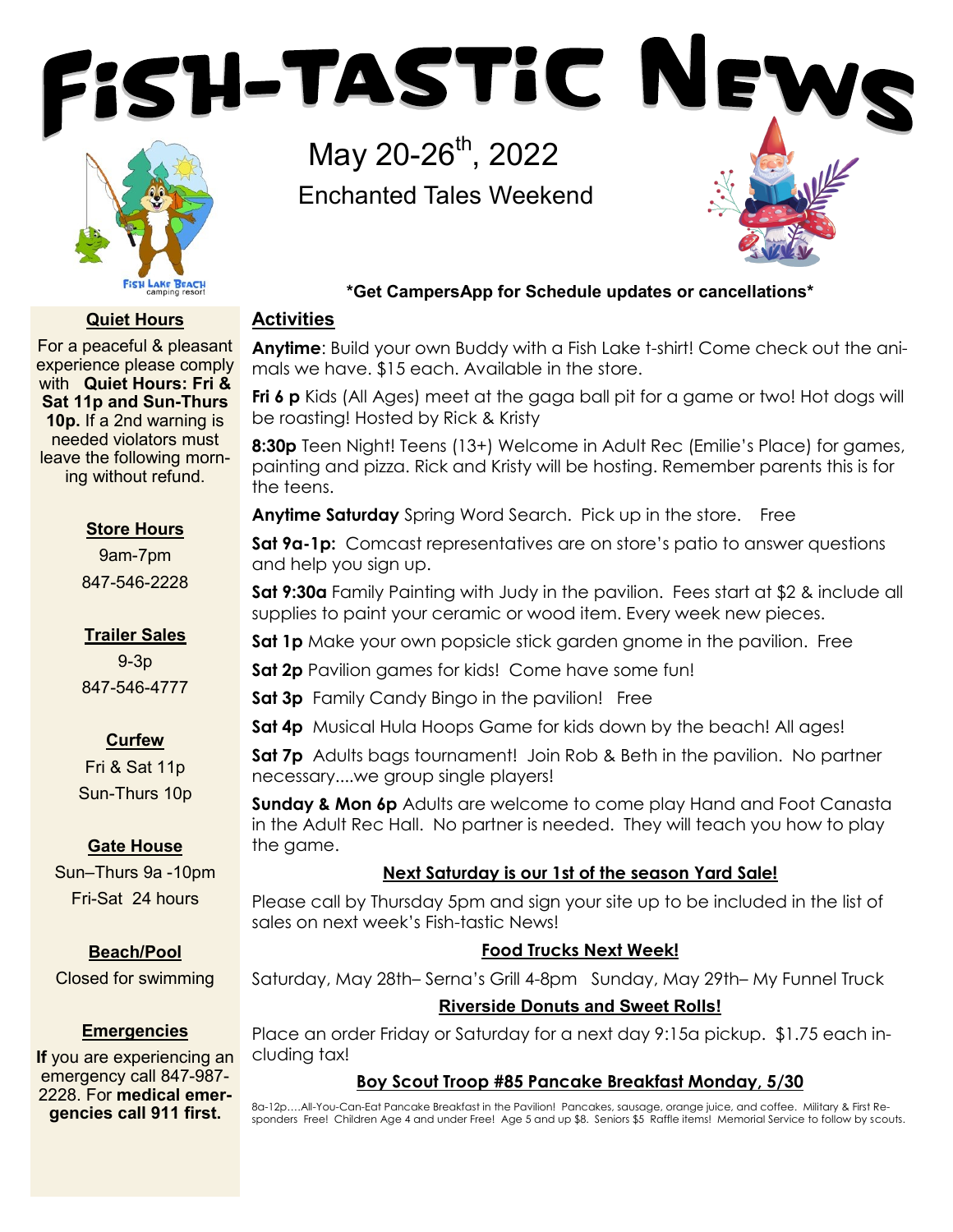# Fish-Tastic News

May 20-26th, 2022

Enchanted Tales Weekend

**\*Get CampersApp for Schedule updates or cancellations\***

## Activities

**Anytime**: Build your own Buddy with a Fish Lake t-shirt! Come check out the animals we have. $15 each. Available in the store.

**Fri 6 p** Kids (All Ages) meet at the gaga ball pit for a game or two! Hot dogs will be roasting! Hosted by Rick & Kristy

**8:30p** Teen Night! Teens (13+) Welcome in Adult Rec (Emilie's Place) for games, painting and pizza. Rick and Kristy will be hosting. Remember parents this is for the teens.

**Anytime Saturday** Spring Word Search. Pick up in the store. Free

**Sat 9a-1p:** Comcast representatives are on store's patio to answer questions and help you sign up.

**Sat 9:30a** Family Painting with Judy in the pavilion. Fees start at $2 & include all supplies to paint your ceramic or wood item. Every week new pieces.

**Sat 1p** Make your own popsicle stick garden gnome in the pavilion. Free

**Sat 2p** Pavilion games for kids! Come have some fun!

**Sat 3p** Family Candy Bingo in the pavilion! Free

**Sat 4p** Musical Hula Hoops Game for kids down by the beach! All ages!

**Sat 7p** Adults bags tournament! Join Rob & Beth in the pavilion. No partner necessary....we group single players!

**Sunday & Mon 6p** Adults are welcome to come play Hand and Foot Canasta in the Adult Rec Hall. No partner is needed. They will teach you how to play the game.

### Next Saturday is our 1st of the season Yard Sale!

Please call by Thursday 5pm and sign your site up to be included in the list of sales on next week's Fish-tastic News!

### Food Trucks Next Week!

Saturday, May 28th– Serna's Grill 4-8pm Sunday, May 29th– My Funnel Truck

### Riverside Donuts and Sweet Rolls!

Place an order Friday or Saturday for a next day 9:15a pickup. $1.75 each including tax!

### Boy Scout Troop #85 Pancake Breakfast Monday, 5/30

8a-12p....All-You-Can-Eat Pancake Breakfast in the Pavilion! Pancakes, sausage, orange juice, and coffee. Military & First Responders Free! Children Age 4 and under Free! Age 5 and up $8. Seniors $5 Raffle items! Memorial Service to follow by scouts.

## Quiet Hours

For a peaceful & pleasant experience please comply with **Quiet Hours: Fri & Sat 11p and Sun-Thurs 10p.** If a 2nd warning is needed violators must leave the following morning without refund.

## Store Hours

9am-7pm

847-546-2228

## Trailer Sales

9-3p

847-546-4777

## Curfew

Fri & Sat 11p

Sun-Thurs 10p

## Gate House

Sun–Thurs 9a -10pm

Fri-Sat 24 hours

## Beach/Pool

Closed for swimming

## Emergencies

**If** you are experiencing an emergency call 847-987-2228. For **medical emergencies call 911 first.**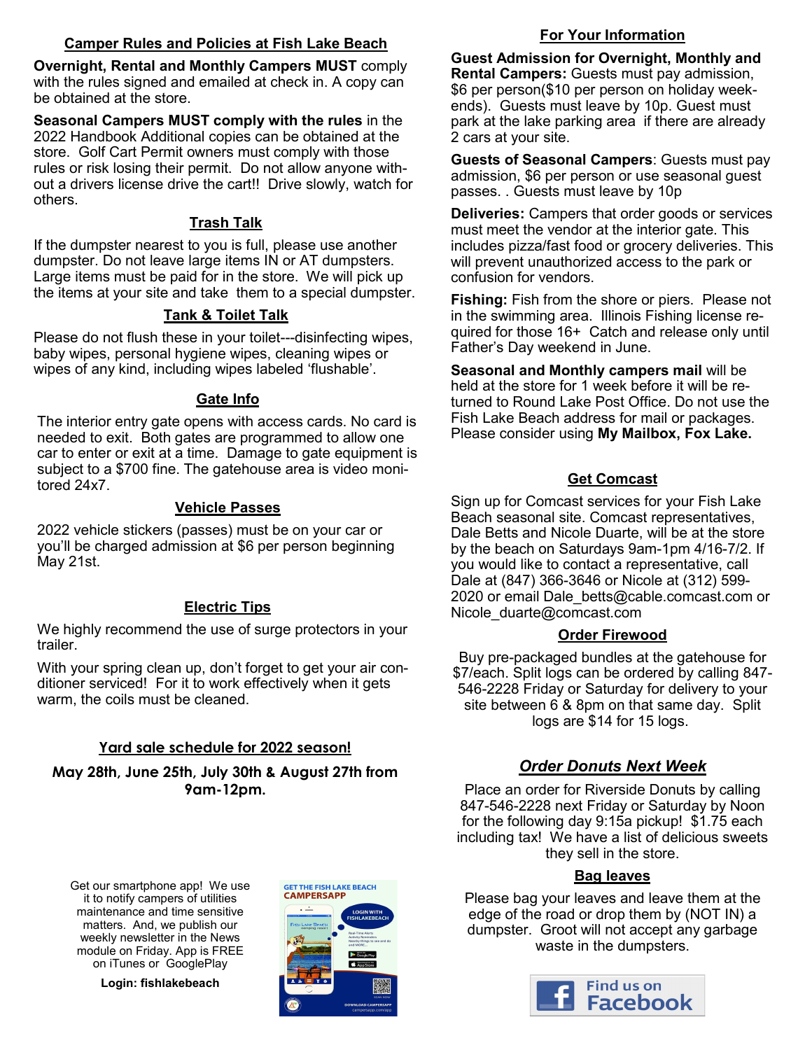## Camper Rules and Policies at Fish Lake Beach

**Overnight, Rental and Monthly Campers MUST** comply with the rules signed and emailed at check in. A copy can be obtained at the store.

**Seasonal Campers MUST comply with the rules** in the 2022 Handbook Additional copies can be obtained at the store. Golf Cart Permit owners must comply with those rules or risk losing their permit. Do not allow anyone without a drivers license drive the cart!! Drive slowly, watch for others.

## Trash Talk

If the dumpster nearest to you is full, please use another dumpster. Do not leave large items IN or AT dumpsters. Large items must be paid for in the store. We will pick up the items at your site and take them to a special dumpster.

## Tank & Toilet Talk

Please do not flush these in your toilet---disinfecting wipes, baby wipes, personal hygiene wipes, cleaning wipes or wipes of any kind, including wipes labeled 'flushable'.

## Gate Info

The interior entry gate opens with access cards. No card is needed to exit. Both gates are programmed to allow one car to enter or exit at a time. Damage to gate equipment is subject to a $700 fine. The gatehouse area is video monitored 24x7.

## Vehicle Passes

2022 vehicle stickers (passes) must be on your car or you'll be charged admission at $6 per person beginning May 21st.

## Electric Tips

We highly recommend the use of surge protectors in your trailer.

With your spring clean up, don't forget to get your air conditioner serviced! For it to work effectively when it gets warm, the coils must be cleaned.

## Yard sale schedule for 2022 season!

**May 28th, June 25th, July 30th & August 27th from 9am-12pm.**

Get our smartphone app! We use it to notify campers of utilities maintenance and time sensitive matters. And, we publish our weekly newsletter in the News module on Friday. App is FREE on iTunes or GooglePlay

**Login: fishlakebeach**

## For Your Information

**Guest Admission for Overnight, Monthly and Rental Campers:** Guests must pay admission, $6 per person($10 per person on holiday weekends). Guests must leave by 10p. Guest must park at the lake parking area if there are already 2 cars at your site.

**Guests of Seasonal Campers**: Guests must pay admission, $6 per person or use seasonal guest passes. . Guests must leave by 10p

**Deliveries:** Campers that order goods or services must meet the vendor at the interior gate. This includes pizza/fast food or grocery deliveries. This will prevent unauthorized access to the park or confusion for vendors.

**Fishing:** Fish from the shore or piers. Please not in the swimming area. Illinois Fishing license required for those 16+ Catch and release only until Father's Day weekend in June.

**Seasonal and Monthly campers mail** will be held at the store for 1 week before it will be returned to Round Lake Post Office. Do not use the Fish Lake Beach address for mail or packages. Please consider using **My Mailbox, Fox Lake.**

## Get Comcast

Sign up for Comcast services for your Fish Lake Beach seasonal site. Comcast representatives, Dale Betts and Nicole Duarte, will be at the store by the beach on Saturdays 9am-1pm 4/16-7/2. If you would like to contact a representative, call Dale at (847) 366-3646 or Nicole at (312) 599-2020 or email Dale_betts@cable.comcast.com or Nicole_duarte@comcast.com

## Order Firewood

Buy pre-packaged bundles at the gatehouse for $7/each. Split logs can be ordered by calling 847-546-2228 Friday or Saturday for delivery to your site between 6 & 8pm on that same day. Split logs are $14 for 15 logs.

## *Order Donuts Next Week*

Place an order for Riverside Donuts by calling 847-546-2228 next Friday or Saturday by Noon for the following day 9:15a pickup! $1.75 each including tax! We have a list of delicious sweets they sell in the store.

## Bag leaves

Please bag your leaves and leave them at the edge of the road or drop them by (NOT IN) a dumpster. Groot will not accept any garbage waste in the dumpsters.

Find us on Facebook